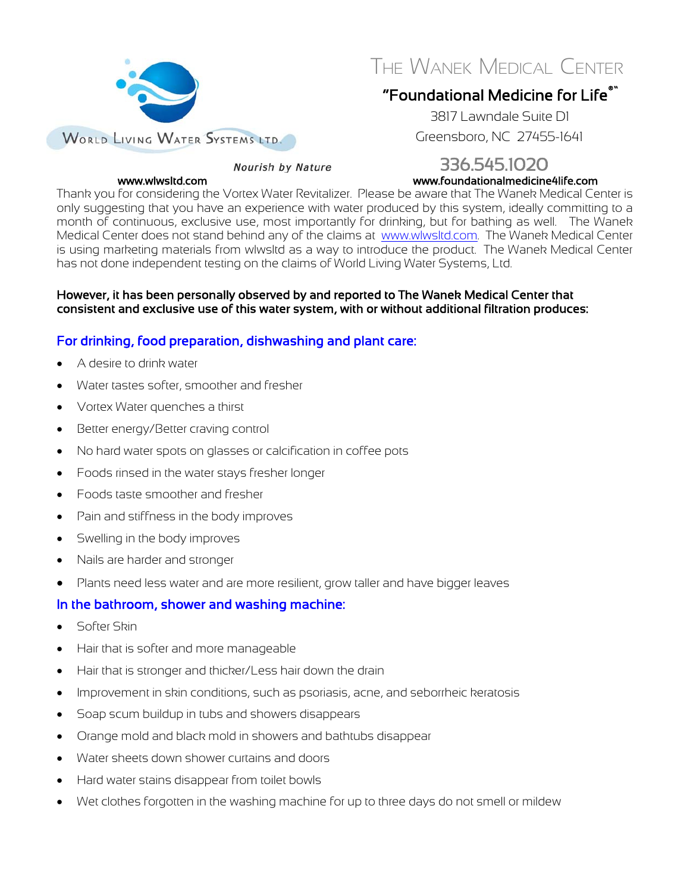WORLD LIVING WATER SYSTEMS LTD.

*Nourish by Nature*

**www.wlwsltd.com**

# THE WANEK MEDICAL CENTER

**"Foundational Medicine for Life®™"**

3817 Lawndale Suite D1
Greensboro, NC 27455-1641

336.545.1020

**www.foundationalmedicine4life.com**

Thank you for considering the Vortex Water Revitalizer. Please be aware that The Wanek Medical Center is only suggesting that you have an experience with water produced by this system, ideally committing to a month of continuous, exclusive use, most importantly for drinking, but for bathing as well. The Wanek Medical Center does not stand behind any of the claims at www.wlwsltd.com. The Wanek Medical Center is using marketing materials from wlwsltd as a way to introduce the product. The Wanek Medical Center has not done independent testing on the claims of World Living Water Systems, Ltd.

**However, it has been personally observed by and reported to The Wanek Medical Center that consistent and exclusive use of this water system, with or without additional filtration produces:**

## For drinking, food preparation, dishwashing and plant care:

- A desire to drink water
- Water tastes softer, smoother and fresher
- Vortex Water quenches a thirst
- Better energy/Better craving control
- No hard water spots on glasses or calcification in coffee pots
- Foods rinsed in the water stays fresher longer
- Foods taste smoother and fresher
- Pain and stiffness in the body improves
- Swelling in the body improves
- Nails are harder and stronger
- Plants need less water and are more resilient, grow taller and have bigger leaves

## In the bathroom, shower and washing machine:

- Softer Skin
- Hair that is softer and more manageable
- Hair that is stronger and thicker/Less hair down the drain
- Improvement in skin conditions, such as psoriasis, acne, and seborrheic keratosis
- Soap scum buildup in tubs and showers disappears
- Orange mold and black mold in showers and bathtubs disappear
- Water sheets down shower curtains and doors
- Hard water stains disappear from toilet bowls
- Wet clothes forgotten in the washing machine for up to three days do not smell or mildew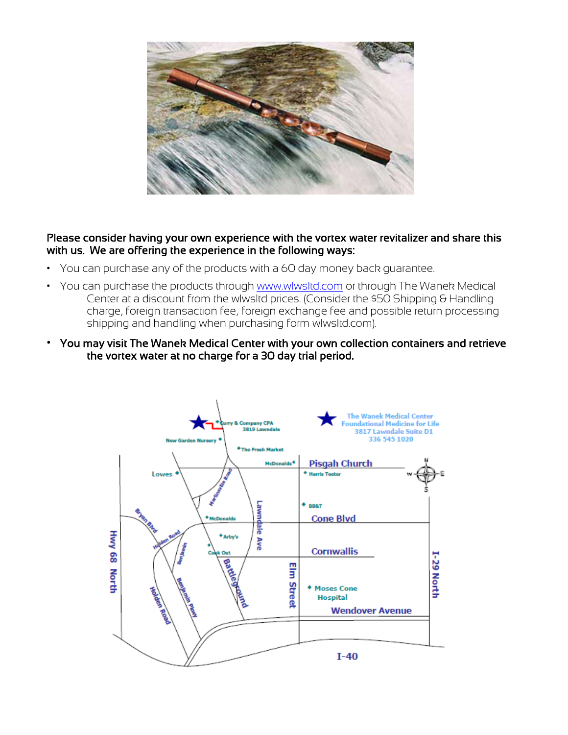**Please consider having your own experience with the vortex water revitalizer and share this with us. We are offering the experience in the following ways:**

- You can purchase any of the products with a 60 day money back guarantee.
- You can purchase the products through [www.wlwsltd.com](http://www.wlwsltd.com) or through The Wanek Medical Center at a discount from the wlwsltd prices. (Consider the $50 Shipping & Handling charge, foreign transaction fee, foreign exchange fee and possible return processing shipping and handling when purchasing form wlwsltd.com).
- **You may visit The Wanek Medical Center with your own collection containers and retrieve the vortex water at no charge for a 30 day trial period.**

The Wanek Medical Center
Foundational Medicine for Life
3817 Lawndale Suite D1
336 545 1020

Curry & Company CPA
3819 Lawndale
New Garden Nursery
The Fresh Market
McDonalds
Pisgah Church
Harris Teeter
Lowes
Martinsville Road
Lawndale Ave
BB&T
Bryan Blvd
McDonalds
Cone Blvd
Holden Road
Arby's
Benjamin
Cook Out
Cornwallis
Hwy 68 North
Battleground
Elm Street
I-29 North
Benjamin Pkwy
Holden Road
Moses Cone Hospital
Wendover Avenue
I-40